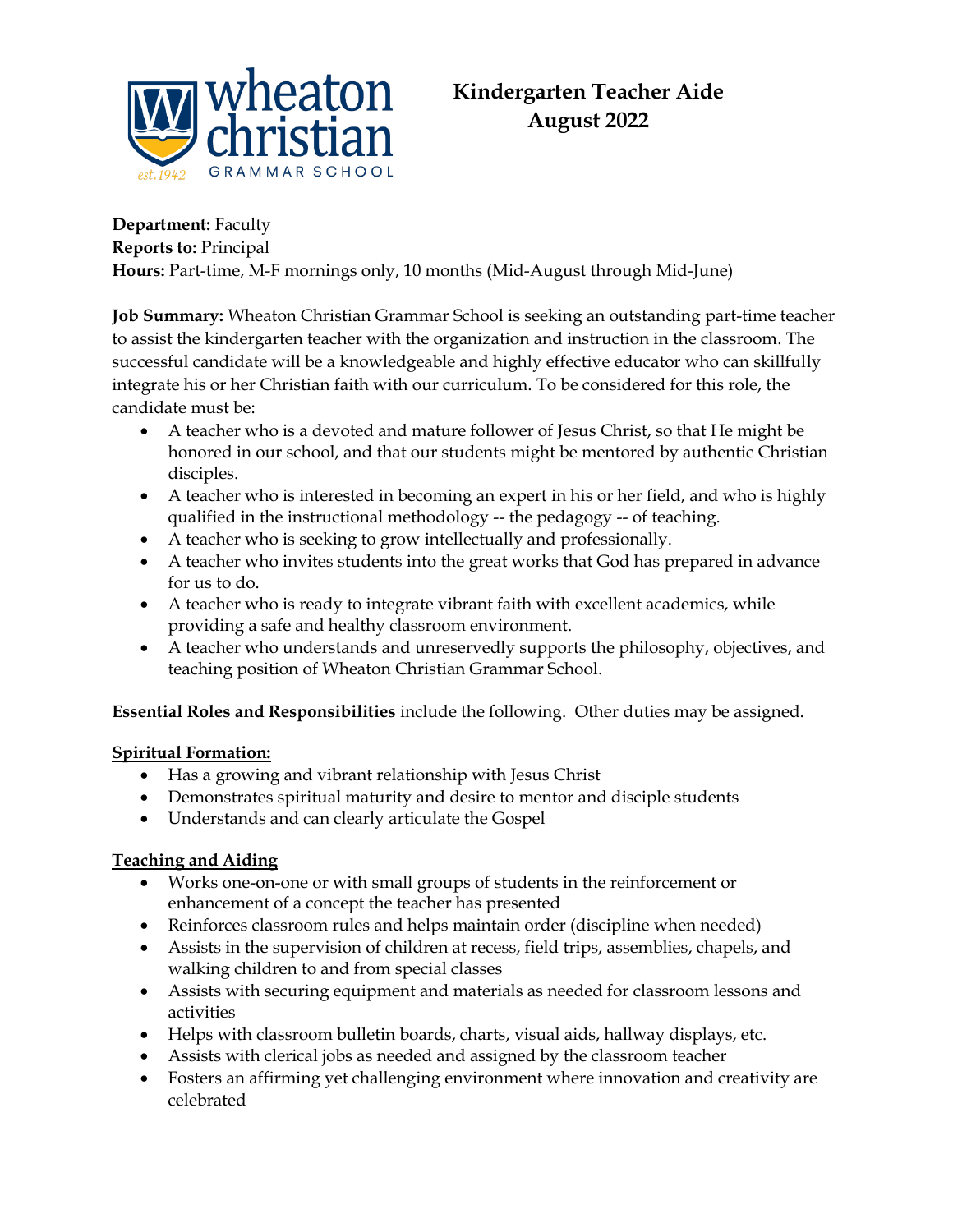wheaton christian GRAMMAR SCHOOL est. 1942

# Kindergarten Teacher Aide
## August 2022

**Department:** Faculty
**Reports to:** Principal
**Hours:** Part-time, M-F mornings only, 10 months (Mid-August through Mid-June)

**Job Summary:** Wheaton Christian Grammar School is seeking an outstanding part-time teacher to assist the kindergarten teacher with the organization and instruction in the classroom. The successful candidate will be a knowledgeable and highly effective educator who can skillfully integrate his or her Christian faith with our curriculum. To be considered for this role, the candidate must be:

- A teacher who is a devoted and mature follower of Jesus Christ, so that He might be honored in our school, and that our students might be mentored by authentic Christian disciples.
- A teacher who is interested in becoming an expert in his or her field, and who is highly qualified in the instructional methodology -- the pedagogy -- of teaching.
- A teacher who is seeking to grow intellectually and professionally.
- A teacher who invites students into the great works that God has prepared in advance for us to do.
- A teacher who is ready to integrate vibrant faith with excellent academics, while providing a safe and healthy classroom environment.
- A teacher who understands and unreservedly supports the philosophy, objectives, and teaching position of Wheaton Christian Grammar School.

**Essential Roles and Responsibilities** include the following. Other duties may be assigned.

**Spiritual Formation:**

- Has a growing and vibrant relationship with Jesus Christ
- Demonstrates spiritual maturity and desire to mentor and disciple students
- Understands and can clearly articulate the Gospel

**Teaching and Aiding**

- Works one-on-one or with small groups of students in the reinforcement or enhancement of a concept the teacher has presented
- Reinforces classroom rules and helps maintain order (discipline when needed)
- Assists in the supervision of children at recess, field trips, assemblies, chapels, and walking children to and from special classes
- Assists with securing equipment and materials as needed for classroom lessons and activities
- Helps with classroom bulletin boards, charts, visual aids, hallway displays, etc.
- Assists with clerical jobs as needed and assigned by the classroom teacher
- Fosters an affirming yet challenging environment where innovation and creativity are celebrated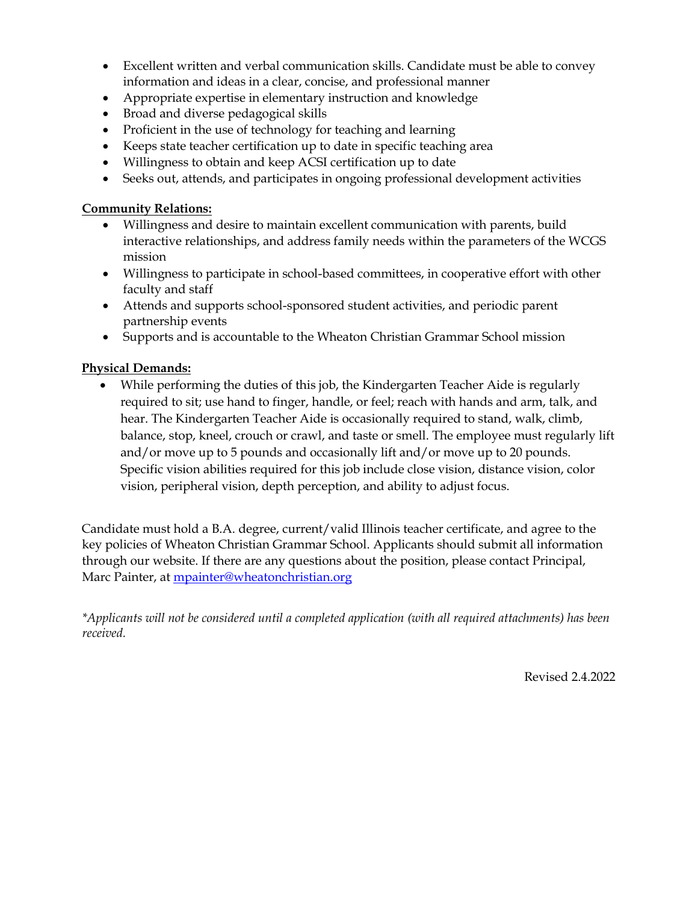- Excellent written and verbal communication skills. Candidate must be able to convey information and ideas in a clear, concise, and professional manner
- Appropriate expertise in elementary instruction and knowledge
- Broad and diverse pedagogical skills
- Proficient in the use of technology for teaching and learning
- Keeps state teacher certification up to date in specific teaching area
- Willingness to obtain and keep ACSI certification up to date
- Seeks out, attends, and participates in ongoing professional development activities

**Community Relations:**

- Willingness and desire to maintain excellent communication with parents, build interactive relationships, and address family needs within the parameters of the WCGS mission
- Willingness to participate in school-based committees, in cooperative effort with other faculty and staff
- Attends and supports school-sponsored student activities, and periodic parent partnership events
- Supports and is accountable to the Wheaton Christian Grammar School mission

**Physical Demands:**

- While performing the duties of this job, the Kindergarten Teacher Aide is regularly required to sit; use hand to finger, handle, or feel; reach with hands and arm, talk, and hear. The Kindergarten Teacher Aide is occasionally required to stand, walk, climb, balance, stop, kneel, crouch or crawl, and taste or smell. The employee must regularly lift and/or move up to 5 pounds and occasionally lift and/or move up to 20 pounds. Specific vision abilities required for this job include close vision, distance vision, color vision, peripheral vision, depth perception, and ability to adjust focus.

Candidate must hold a B.A. degree, current/valid Illinois teacher certificate, and agree to the key policies of Wheaton Christian Grammar School. Applicants should submit all information through our website. If there are any questions about the position, please contact Principal, Marc Painter, at [mpainter@wheatonchristian.org](mailto:mpainter@wheatonchristian.org)

*\*Applicants will not be considered until a completed application (with all required attachments) has been received.*

Revised 2.4.2022